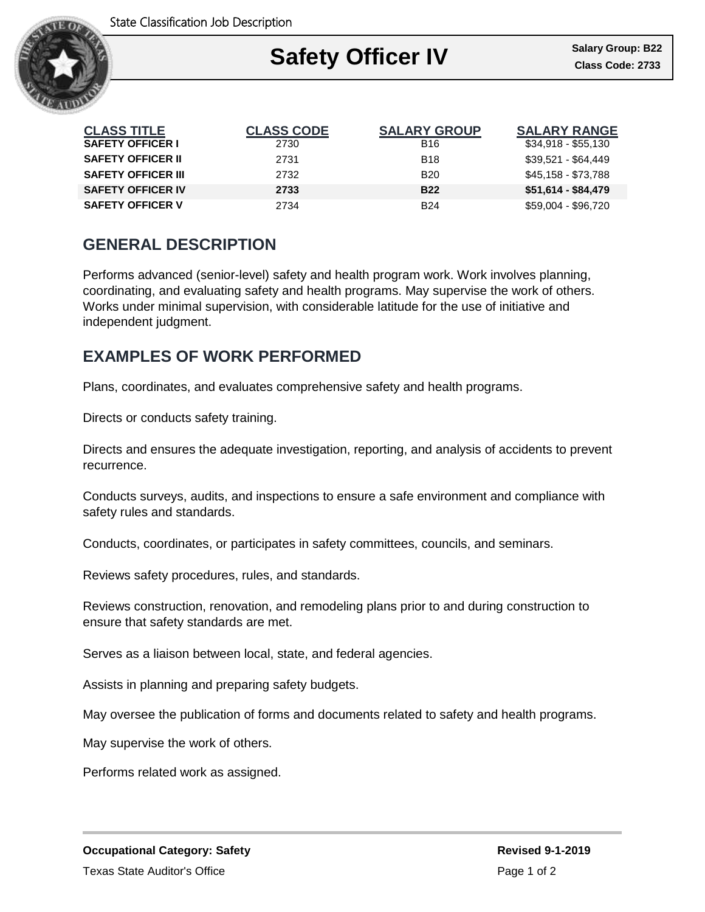State Classification Job Description

# Safety Officer IV

**Salary Group: B22**
**Class Code: 2733**

| CLASS TITLE | CLASS CODE | SALARY GROUP | SALARY RANGE |
|---|---|---|---|
| **SAFETY OFFICER I** | 2730 | B16 | $34,918 - $55,130 |
| **SAFETY OFFICER II** | 2731 | B18 | $39,521 - $64,449 |
| **SAFETY OFFICER III** | 2732 | B20 | $45,158 - $73,788 |
| **SAFETY OFFICER IV** | **2733** | **B22** | **$51,614 - $84,479** |
| **SAFETY OFFICER V** | 2734 | B24 | $59,004 - $96,720 |

## GENERAL DESCRIPTION

Performs advanced (senior-level) safety and health program work. Work involves planning, coordinating, and evaluating safety and health programs. May supervise the work of others. Works under minimal supervision, with considerable latitude for the use of initiative and independent judgment.

## EXAMPLES OF WORK PERFORMED

Plans, coordinates, and evaluates comprehensive safety and health programs.

Directs or conducts safety training.

Directs and ensures the adequate investigation, reporting, and analysis of accidents to prevent recurrence.

Conducts surveys, audits, and inspections to ensure a safe environment and compliance with safety rules and standards.

Conducts, coordinates, or participates in safety committees, councils, and seminars.

Reviews safety procedures, rules, and standards.

Reviews construction, renovation, and remodeling plans prior to and during construction to ensure that safety standards are met.

Serves as a liaison between local, state, and federal agencies.

Assists in planning and preparing safety budgets.

May oversee the publication of forms and documents related to safety and health programs.

May supervise the work of others.

Performs related work as assigned.

**Occupational Category: Safety**

**Revised 9-1-2019**

Texas State Auditor's Office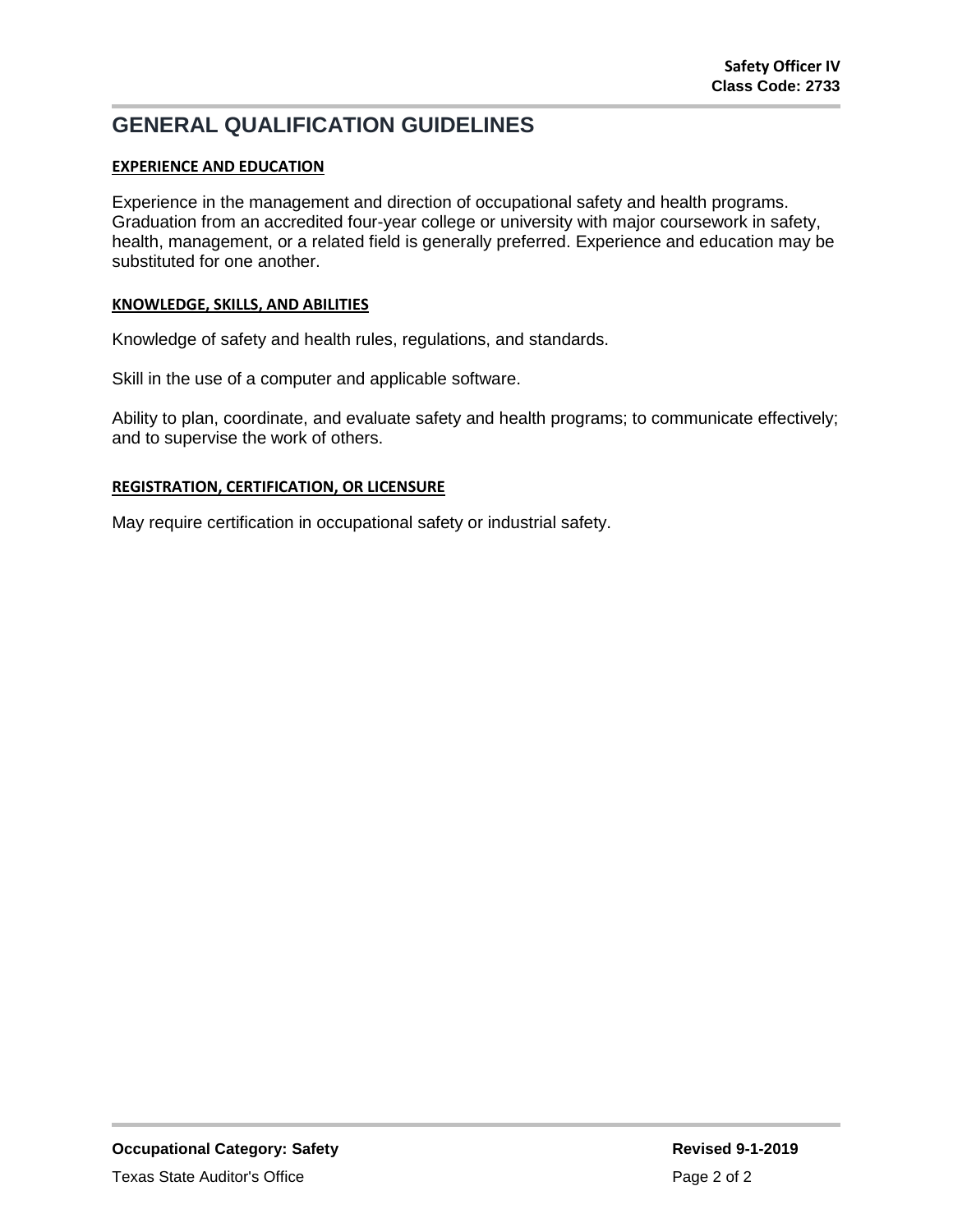# GENERAL QUALIFICATION GUIDELINES

## EXPERIENCE AND EDUCATION

Experience in the management and direction of occupational safety and health programs. Graduation from an accredited four-year college or university with major coursework in safety, health, management, or a related field is generally preferred. Experience and education may be substituted for one another.

## KNOWLEDGE, SKILLS, AND ABILITIES

Knowledge of safety and health rules, regulations, and standards.

Skill in the use of a computer and applicable software.

Ability to plan, coordinate, and evaluate safety and health programs; to communicate effectively; and to supervise the work of others.

## REGISTRATION, CERTIFICATION, OR LICENSURE

May require certification in occupational safety or industrial safety.